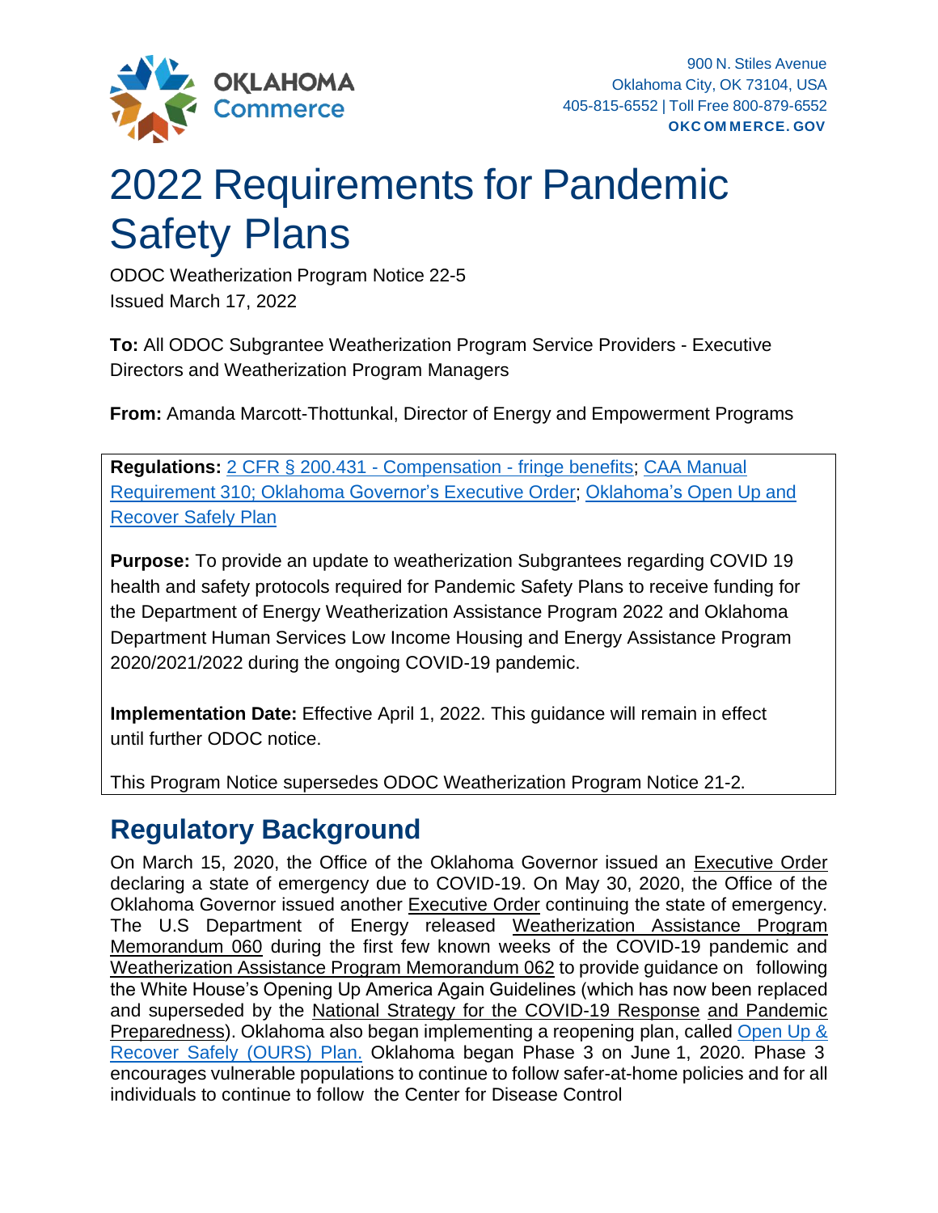OKLAHOMA Commerce

900 N. Stiles Avenue
Oklahoma City, OK 73104, USA
405-815-6552 | Toll Free 800-879-6552
**OKCOMMERCE.GOV**

# 2022 Requirements for Pandemic Safety Plans

ODOC Weatherization Program Notice 22-5
Issued March 17, 2022

**To:** All ODOC Subgrantee Weatherization Program Service Providers - Executive Directors and Weatherization Program Managers

**From:** Amanda Marcott-Thottunkal, Director of Energy and Empowerment Programs

**Regulations:** 2 CFR § 200.431 - Compensation - fringe benefits; CAA Manual Requirement 310; Oklahoma Governor's Executive Order; Oklahoma's Open Up and Recover Safely Plan

**Purpose:** To provide an update to weatherization Subgrantees regarding COVID 19 health and safety protocols required for Pandemic Safety Plans to receive funding for the Department of Energy Weatherization Assistance Program 2022 and Oklahoma Department Human Services Low Income Housing and Energy Assistance Program 2020/2021/2022 during the ongoing COVID-19 pandemic.

**Implementation Date:** Effective April 1, 2022. This guidance will remain in effect until further ODOC notice.

This Program Notice supersedes ODOC Weatherization Program Notice 21-2.

## Regulatory Background

On March 15, 2020, the Office of the Oklahoma Governor issued an Executive Order declaring a state of emergency due to COVID-19. On May 30, 2020, the Office of the Oklahoma Governor issued another Executive Order continuing the state of emergency. The U.S Department of Energy released Weatherization Assistance Program Memorandum 060 during the first few known weeks of the COVID-19 pandemic and Weatherization Assistance Program Memorandum 062 to provide guidance on following the White House's Opening Up America Again Guidelines (which has now been replaced and superseded by the National Strategy for the COVID-19 Response and Pandemic Preparedness). Oklahoma also began implementing a reopening plan, called Open Up & Recover Safely (OURS) Plan. Oklahoma began Phase 3 on June 1, 2020. Phase 3 encourages vulnerable populations to continue to follow safer-at-home policies and for all individuals to continue to follow the Center for Disease Control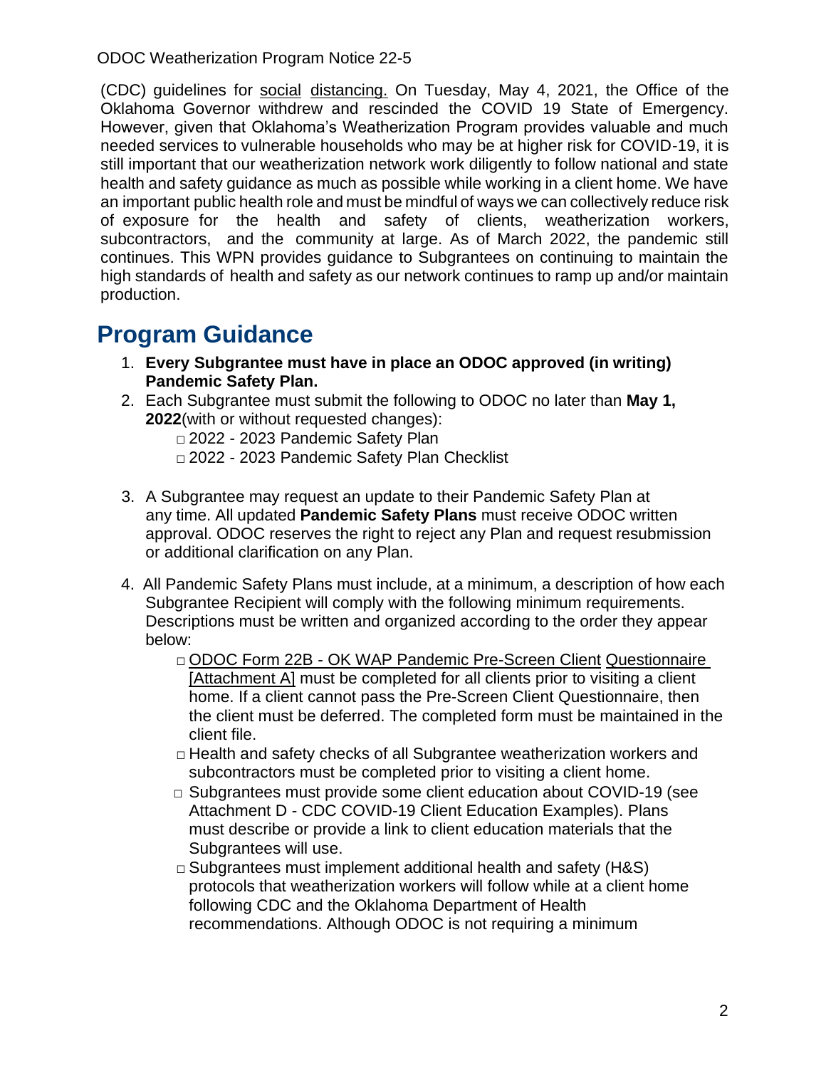(CDC) guidelines for social distancing. On Tuesday, May 4, 2021, the Office of the Oklahoma Governor withdrew and rescinded the COVID 19 State of Emergency. However, given that Oklahoma's Weatherization Program provides valuable and much needed services to vulnerable households who may be at higher risk for COVID-19, it is still important that our weatherization network work diligently to follow national and state health and safety guidance as much as possible while working in a client home. We have an important public health role and must be mindful of ways we can collectively reduce risk of exposure for the health and safety of clients, weatherization workers, subcontractors, and the community at large. As of March 2022, the pandemic still continues. This WPN provides guidance to Subgrantees on continuing to maintain the high standards of health and safety as our network continues to ramp up and/or maintain production.

## Program Guidance

1. **Every Subgrantee must have in place an ODOC approved (in writing) Pandemic Safety Plan.**
2. Each Subgrantee must submit the following to ODOC no later than **May 1, 2022**(with or without requested changes):
   - □ 2022 - 2023 Pandemic Safety Plan
   - □ 2022 - 2023 Pandemic Safety Plan Checklist
3. A Subgrantee may request an update to their Pandemic Safety Plan at any time. All updated **Pandemic Safety Plans** must receive ODOC written approval. ODOC reserves the right to reject any Plan and request resubmission or additional clarification on any Plan.
4. All Pandemic Safety Plans must include, at a minimum, a description of how each Subgrantee Recipient will comply with the following minimum requirements. Descriptions must be written and organized according to the order they appear below:
   - □ ODOC Form 22B - OK WAP Pandemic Pre-Screen Client Questionnaire [Attachment A] must be completed for all clients prior to visiting a client home. If a client cannot pass the Pre-Screen Client Questionnaire, then the client must be deferred. The completed form must be maintained in the client file.
   - □ Health and safety checks of all Subgrantee weatherization workers and subcontractors must be completed prior to visiting a client home.
   - □ Subgrantees must provide some client education about COVID-19 (see Attachment D - CDC COVID-19 Client Education Examples). Plans must describe or provide a link to client education materials that the Subgrantees will use.
   - □ Subgrantees must implement additional health and safety (H&S) protocols that weatherization workers will follow while at a client home following CDC and the Oklahoma Department of Health recommendations. Although ODOC is not requiring a minimum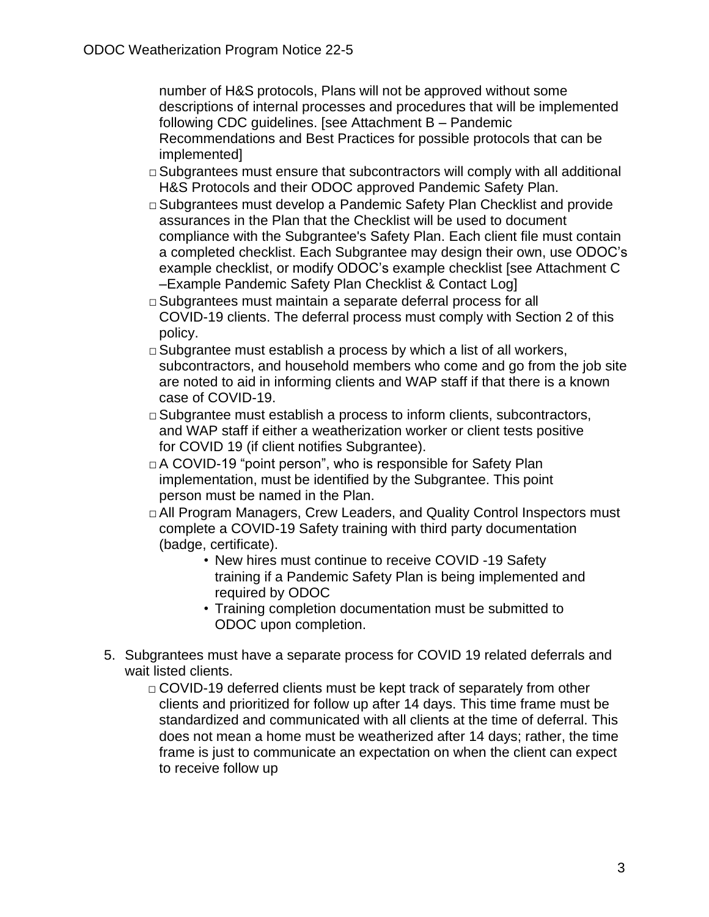number of H&S protocols, Plans will not be approved without some descriptions of internal processes and procedures that will be implemented following CDC guidelines. [see Attachment B – Pandemic Recommendations and Best Practices for possible protocols that can be implemented]

- □ Subgrantees must ensure that subcontractors will comply with all additional H&S Protocols and their ODOC approved Pandemic Safety Plan.
- □ Subgrantees must develop a Pandemic Safety Plan Checklist and provide assurances in the Plan that the Checklist will be used to document compliance with the Subgrantee's Safety Plan. Each client file must contain a completed checklist. Each Subgrantee may design their own, use ODOC's example checklist, or modify ODOC's example checklist [see Attachment C –Example Pandemic Safety Plan Checklist & Contact Log]
- □ Subgrantees must maintain a separate deferral process for all COVID-19 clients. The deferral process must comply with Section 2 of this policy.
- □ Subgrantee must establish a process by which a list of all workers, subcontractors, and household members who come and go from the job site are noted to aid in informing clients and WAP staff if that there is a known case of COVID-19.
- □ Subgrantee must establish a process to inform clients, subcontractors, and WAP staff if either a weatherization worker or client tests positive for COVID 19 (if client notifies Subgrantee).
- □ A COVID-19 "point person", who is responsible for Safety Plan implementation, must be identified by the Subgrantee. This point person must be named in the Plan.
- □ All Program Managers, Crew Leaders, and Quality Control Inspectors must complete a COVID-19 Safety training with third party documentation (badge, certificate).
  - New hires must continue to receive COVID -19 Safety training if a Pandemic Safety Plan is being implemented and required by ODOC
  - Training completion documentation must be submitted to ODOC upon completion.

5. Subgrantees must have a separate process for COVID 19 related deferrals and wait listed clients.
   - □ COVID-19 deferred clients must be kept track of separately from other clients and prioritized for follow up after 14 days. This time frame must be standardized and communicated with all clients at the time of deferral. This does not mean a home must be weatherized after 14 days; rather, the time frame is just to communicate an expectation on when the client can expect to receive follow up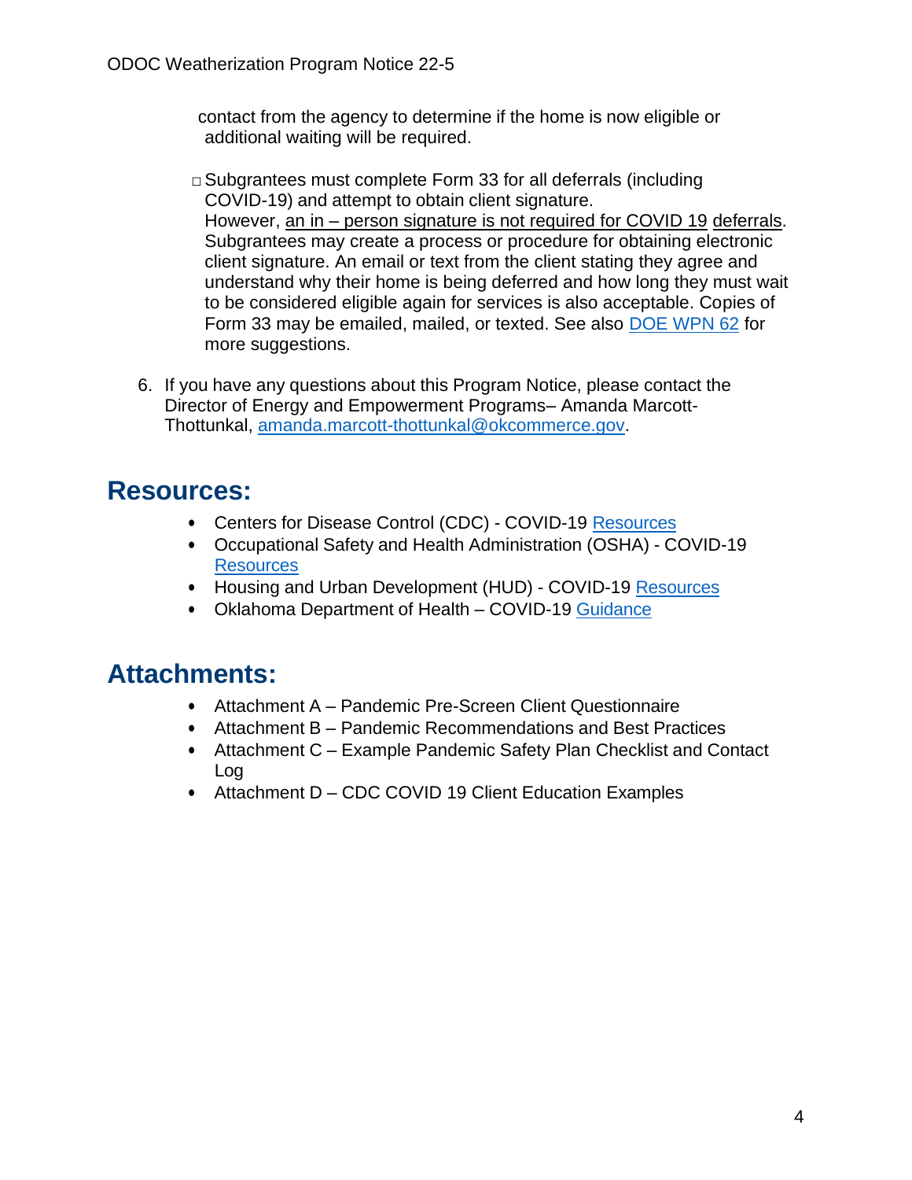contact from the agency to determine if the home is now eligible or additional waiting will be required.

- Subgrantees must complete Form 33 for all deferrals (including COVID-19) and attempt to obtain client signature. However, an in – person signature is not required for COVID 19 deferrals. Subgrantees may create a process or procedure for obtaining electronic client signature. An email or text from the client stating they agree and understand why their home is being deferred and how long they must wait to be considered eligible again for services is also acceptable. Copies of Form 33 may be emailed, mailed, or texted. See also DOE WPN 62 for more suggestions.

6. If you have any questions about this Program Notice, please contact the Director of Energy and Empowerment Programs– Amanda Marcott-Thottunkal, amanda.marcott-thottunkal@okcommerce.gov.

## Resources:

- Centers for Disease Control (CDC) - COVID-19 Resources
- Occupational Safety and Health Administration (OSHA) - COVID-19 Resources
- Housing and Urban Development (HUD) - COVID-19 Resources
- Oklahoma Department of Health – COVID-19 Guidance

## Attachments:

- Attachment A – Pandemic Pre-Screen Client Questionnaire
- Attachment B – Pandemic Recommendations and Best Practices
- Attachment C – Example Pandemic Safety Plan Checklist and Contact Log
- Attachment D – CDC COVID 19 Client Education Examples